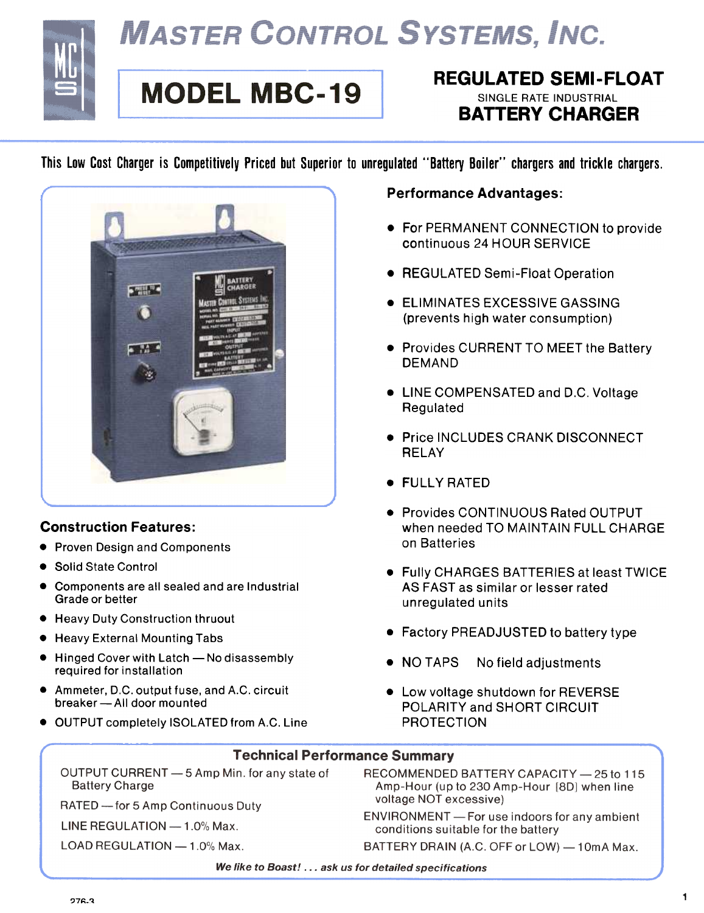# MASTER CONTROL SYSTEMS, INC.

## MODEL MBC-19

## REGULATED SEMI-FLOAT
SINGLE RATE INDUSTRIAL
## BATTERY CHARGER

This Low Cost Charger is Competitively Priced but Superior to unregulated "Battery Boiler" chargers and trickle chargers.

### Construction Features:

- Proven Design and Components
- Solid State Control
- Components are all sealed and are Industrial Grade or better
- Heavy Duty Construction thruout
- Heavy External Mounting Tabs
- Hinged Cover with Latch — No disassembly required for installation
- Ammeter, D.C. output fuse, and A.C. circuit breaker — All door mounted
- OUTPUT completely ISOLATED from A.C. Line

### Performance Advantages:

- For PERMANENT CONNECTION to provide continuous 24 HOUR SERVICE
- REGULATED Semi-Float Operation
- ELIMINATES EXCESSIVE GASSING (prevents high water consumption)
- Provides CURRENT TO MEET the Battery DEMAND
- LINE COMPENSATED and D.C. Voltage Regulated
- Price INCLUDES CRANK DISCONNECT RELAY
- FULLY RATED
- Provides CONTINUOUS Rated OUTPUT when needed TO MAINTAIN FULL CHARGE on Batteries
- Fully CHARGES BATTERIES at least TWICE AS FAST as similar or lesser rated unregulated units
- Factory PREADJUSTED to battery type
- NO TAPS No field adjustments
- Low voltage shutdown for REVERSE POLARITY and SHORT CIRCUIT PROTECTION

### Technical Performance Summary

OUTPUT CURRENT — 5 Amp Min. for any state of Battery Charge

RATED — for 5 Amp Continuous Duty

LINE REGULATION — 1.0% Max.

LOAD REGULATION — 1.0% Max.

RECOMMENDED BATTERY CAPACITY — 25 to 115 Amp-Hour (up to 230 Amp-Hour [8D] when line voltage NOT excessive)

ENVIRONMENT — For use indoors for any ambient conditions suitable for the battery

BATTERY DRAIN (A.C. OFF or LOW) — 10mA Max.

***We like to Boast! . . . ask us for detailed specifications***

276-3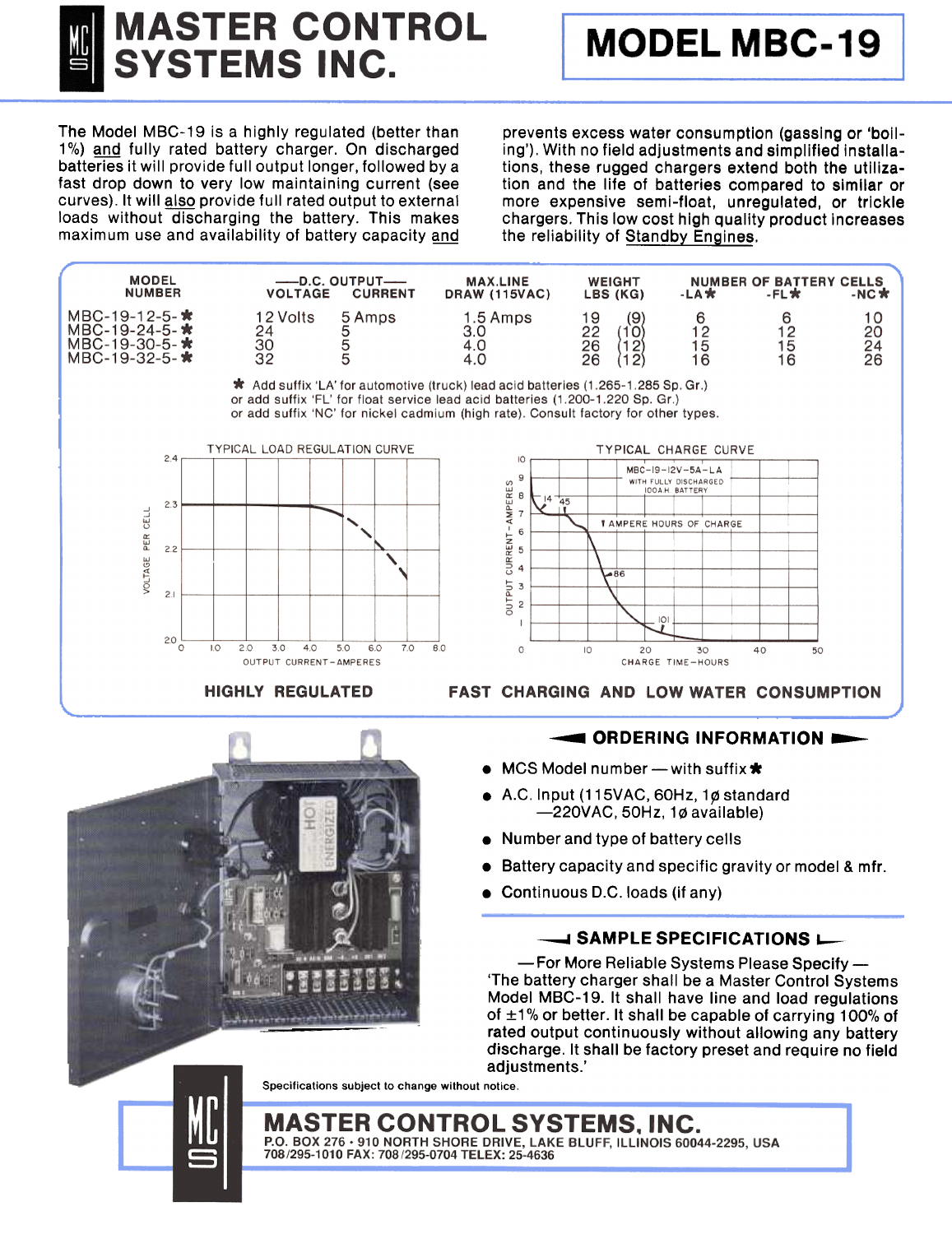# MASTER CONTROL SYSTEMS INC.

# MODEL MBC-19

The Model MBC-19 is a highly regulated (better than 1%) and fully rated battery charger. On discharged batteries it will provide full output longer, followed by a fast drop down to very low maintaining current (see curves). It will also provide full rated output to external loads without discharging the battery. This makes maximum use and availability of battery capacity and prevents excess water consumption (gassing or 'boiling'). With no field adjustments and simplified installations, these rugged chargers extend both the utilization and the life of batteries compared to similar or more expensive semi-float, unregulated, or trickle chargers. This low cost high quality product increases the reliability of Standby Engines.

| MODEL NUMBER | D.C. OUTPUT VOLTAGE | D.C. OUTPUT CURRENT | MAX. LINE DRAW (115VAC) | WEIGHT LBS (KG) | NUMBER OF BATTERY CELLS -LA* | -FL* | -NC* |
|---|---|---|---|---|---|---|---|
| MBC-19-12-5-* | 12 Volts | 5 Amps | 1.5 Amps | 19 (9) | 6 | 6 | 10 |
| MBC-19-24-5-* | 24 | 5 | 3.0 | 22 (10) | 12 | 12 | 20 |
| MBC-19-30-5-* | 30 | 5 | 4.0 | 26 (12) | 15 | 15 | 24 |
| MBC-19-32-5-* | 32 | 5 | 4.0 | 26 (12) | 16 | 16 | 26 |

* Add suffix 'LA' for automotive (truck) lead acid batteries (1.265-1.285 Sp. Gr.)
or add suffix 'FL' for float service lead acid batteries (1.200-1.220 Sp. Gr.)
or add suffix 'NC' for nickel cadmium (high rate). Consult factory for other types.

TYPICAL LOAD REGULATION CURVE

VOLTAGE PER CELL

OUTPUT CURRENT–AMPERES

**HIGHLY REGULATED**

TYPICAL CHARGE CURVE

MBC-19-12V-5A-LA WITH FULLY DISCHARGED 100A.H. BATTERY

AMPERE HOURS OF CHARGE

OUTPUT CURRENT–AMPERES

CHARGE TIME–HOURS

**FAST CHARGING AND LOW WATER CONSUMPTION**

## ORDERING INFORMATION

- MCS Model number — with suffix *
- A.C. Input (115VAC, 60Hz, 1ø standard —220VAC, 50Hz, 1ø available)
- Number and type of battery cells
- Battery capacity and specific gravity or model & mfr.
- Continuous D.C. loads (if any)

## SAMPLE SPECIFICATIONS

—For More Reliable Systems Please Specify—
'The battery charger shall be a Master Control Systems Model MBC-19. It shall have line and load regulations of ±1% or better. It shall be capable of carrying 100% of rated output continuously without allowing any battery discharge. It shall be factory preset and require no field adjustments.'

Specifications subject to change without notice.

**MASTER CONTROL SYSTEMS, INC.**
P.O. BOX 276 • 910 NORTH SHORE DRIVE, LAKE BLUFF, ILLINOIS 60044-2295, USA
708/295-1010 FAX: 708/295-0704 TELEX: 25-4636